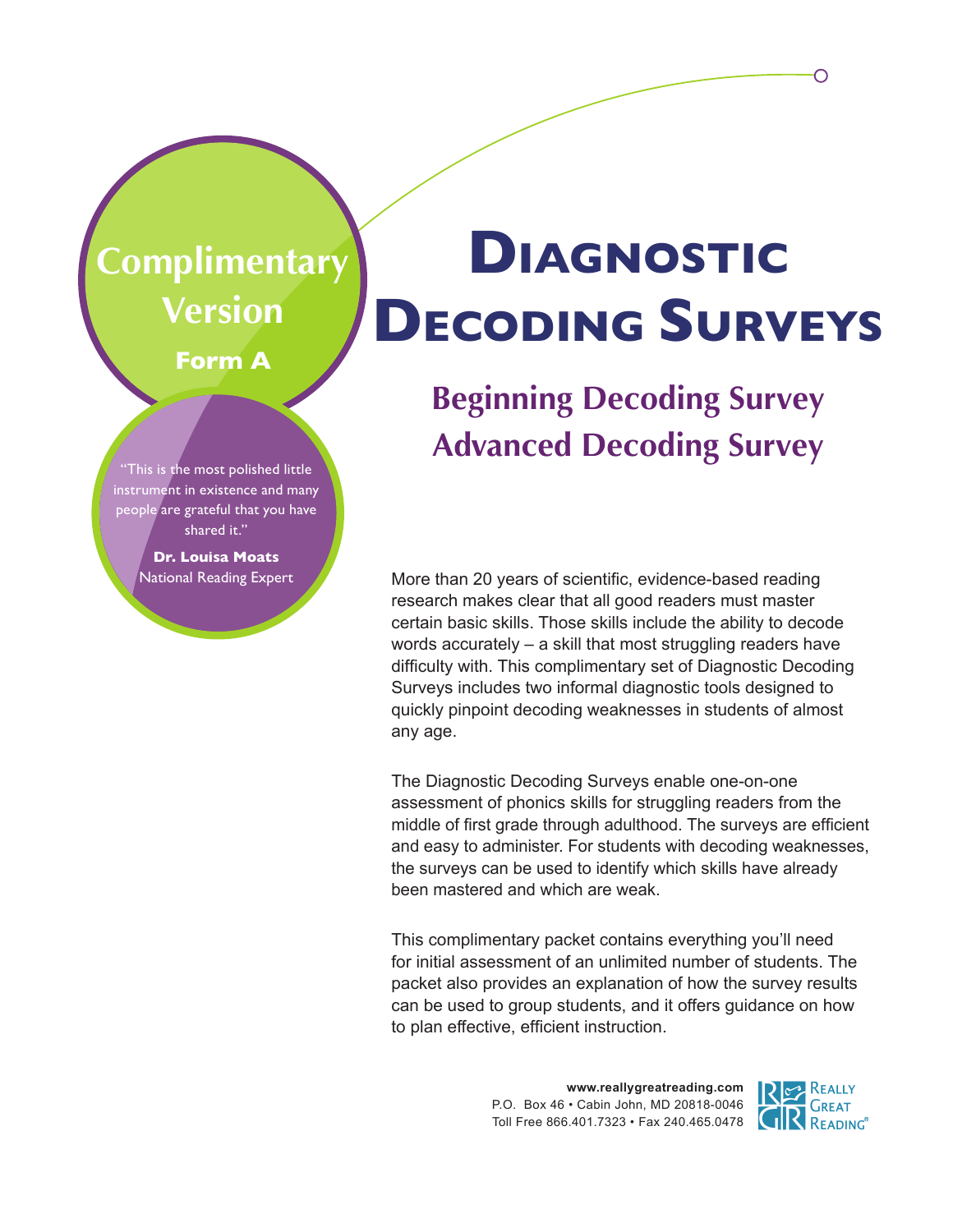**Complimentary Version**

**Form A**

"This is the most polished little instrument in existence and many people are grateful that you have shared it."

**Dr. Louisa Moats**
National Reading Expert

# Diagnostic Decoding Surveys

## Beginning Decoding Survey
## Advanced Decoding Survey

More than 20 years of scientific, evidence-based reading research makes clear that all good readers must master certain basic skills. Those skills include the ability to decode words accurately – a skill that most struggling readers have difficulty with. This complimentary set of Diagnostic Decoding Surveys includes two informal diagnostic tools designed to quickly pinpoint decoding weaknesses in students of almost any age.

The Diagnostic Decoding Surveys enable one-on-one assessment of phonics skills for struggling readers from the middle of first grade through adulthood. The surveys are efficient and easy to administer. For students with decoding weaknesses, the surveys can be used to identify which skills have already been mastered and which are weak.

This complimentary packet contains everything you'll need for initial assessment of an unlimited number of students. The packet also provides an explanation of how the survey results can be used to group students, and it offers guidance on how to plan effective, efficient instruction.

**www.reallygreatreading.com**
P.O. Box 46 • Cabin John, MD 20818-0046
Toll Free 866.401.7323 • Fax 240.465.0478

Really Great Reading®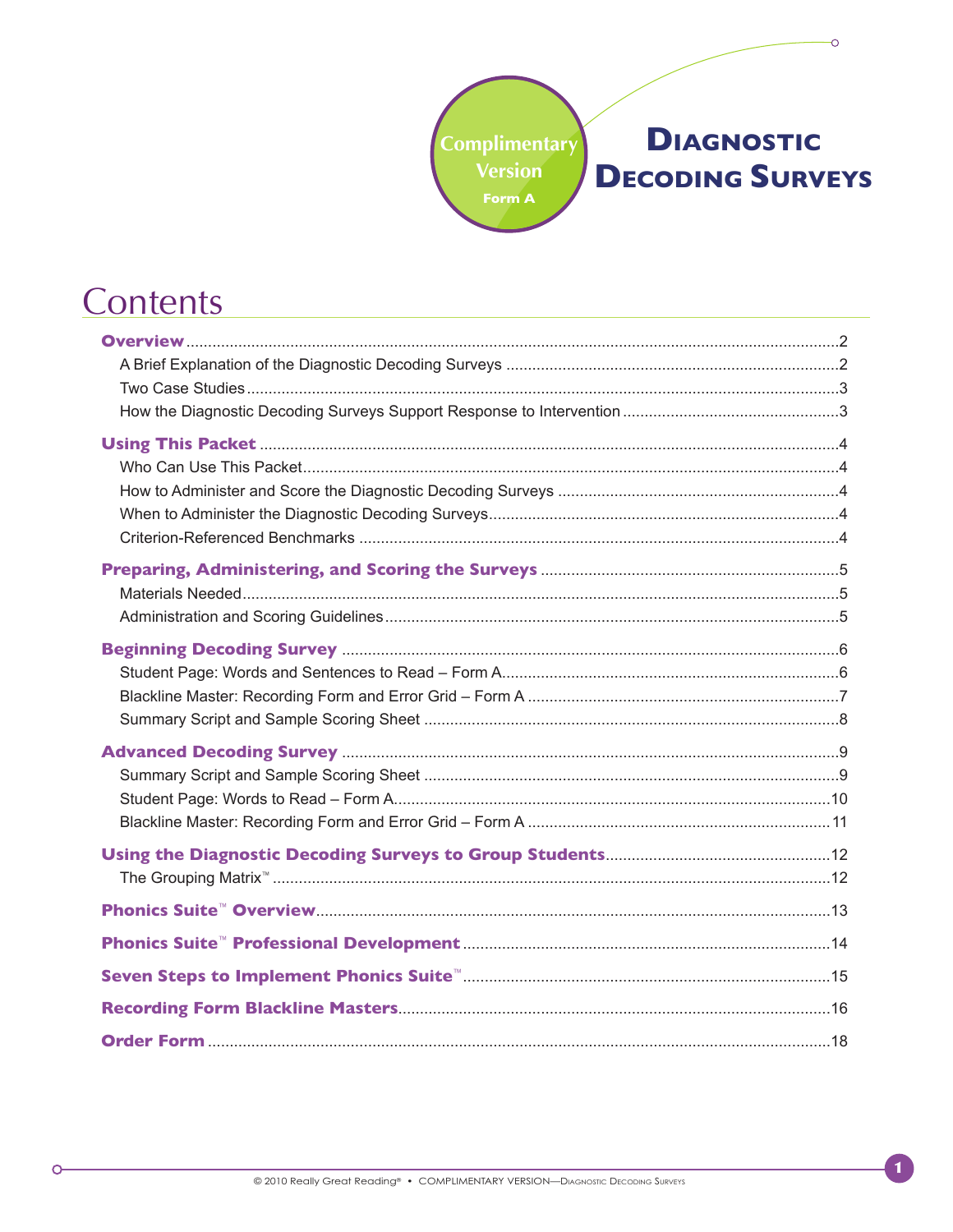Complimentary Version Form A

# Diagnostic Decoding Surveys

## Contents

**Overview** .....2
- A Brief Explanation of the Diagnostic Decoding Surveys .....2
- Two Case Studies .....3
- How the Diagnostic Decoding Surveys Support Response to Intervention .....3

**Using This Packet** .....4
- Who Can Use This Packet .....4
- How to Administer and Score the Diagnostic Decoding Surveys .....4
- When to Administer the Diagnostic Decoding Surveys .....4
- Criterion-Referenced Benchmarks .....4

**Preparing, Administering, and Scoring the Surveys** .....5
- Materials Needed .....5
- Administration and Scoring Guidelines .....5

**Beginning Decoding Survey** .....6
- Student Page: Words and Sentences to Read – Form A .....6
- Blackline Master: Recording Form and Error Grid – Form A .....7
- Summary Script and Sample Scoring Sheet .....8

**Advanced Decoding Survey** .....9
- Summary Script and Sample Scoring Sheet .....9
- Student Page: Words to Read – Form A .....10
- Blackline Master: Recording Form and Error Grid – Form A .....11

**Using the Diagnostic Decoding Surveys to Group Students** .....12
- The Grouping Matrix™ .....12

**Phonics Suite™ Overview** .....13

**Phonics Suite™ Professional Development** .....14

**Seven Steps to Implement Phonics Suite™** .....15

**Recording Form Blackline Masters** .....16

**Order Form** .....18

© 2010 Really Great Reading® • COMPLIMENTARY VERSION—Diagnostic Decoding Surveys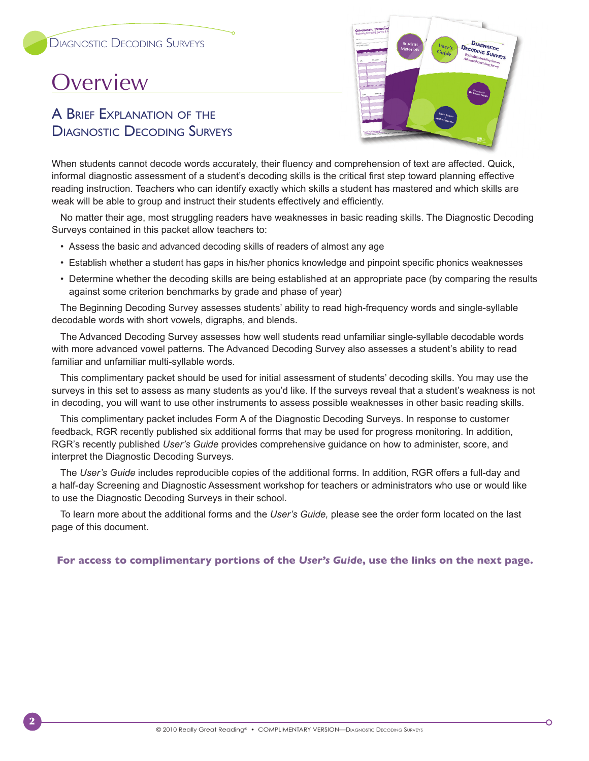# Overview

## A Brief Explanation of the Diagnostic Decoding Surveys

When students cannot decode words accurately, their fluency and comprehension of text are affected. Quick, informal diagnostic assessment of a student's decoding skills is the critical first step toward planning effective reading instruction. Teachers who can identify exactly which skills a student has mastered and which skills are weak will be able to group and instruct their students effectively and efficiently.

No matter their age, most struggling readers have weaknesses in basic reading skills. The Diagnostic Decoding Surveys contained in this packet allow teachers to:

- Assess the basic and advanced decoding skills of readers of almost any age
- Establish whether a student has gaps in his/her phonics knowledge and pinpoint specific phonics weaknesses
- Determine whether the decoding skills are being established at an appropriate pace (by comparing the results against some criterion benchmarks by grade and phase of year)

The Beginning Decoding Survey assesses students' ability to read high-frequency words and single-syllable decodable words with short vowels, digraphs, and blends.

The Advanced Decoding Survey assesses how well students read unfamiliar single-syllable decodable words with more advanced vowel patterns. The Advanced Decoding Survey also assesses a student's ability to read familiar and unfamiliar multi-syllable words.

This complimentary packet should be used for initial assessment of students' decoding skills. You may use the surveys in this set to assess as many students as you'd like. If the surveys reveal that a student's weakness is not in decoding, you will want to use other instruments to assess possible weaknesses in other basic reading skills.

This complimentary packet includes Form A of the Diagnostic Decoding Surveys. In response to customer feedback, RGR recently published six additional forms that may be used for progress monitoring. In addition, RGR's recently published *User's Guide* provides comprehensive guidance on how to administer, score, and interpret the Diagnostic Decoding Surveys.

The *User's Guide* includes reproducible copies of the additional forms. In addition, RGR offers a full-day and a half-day Screening and Diagnostic Assessment workshop for teachers or administrators who use or would like to use the Diagnostic Decoding Surveys in their school.

To learn more about the additional forms and the *User's Guide,* please see the order form located on the last page of this document.

**For access to complimentary portions of the *User's Guide*, use the links on the next page.**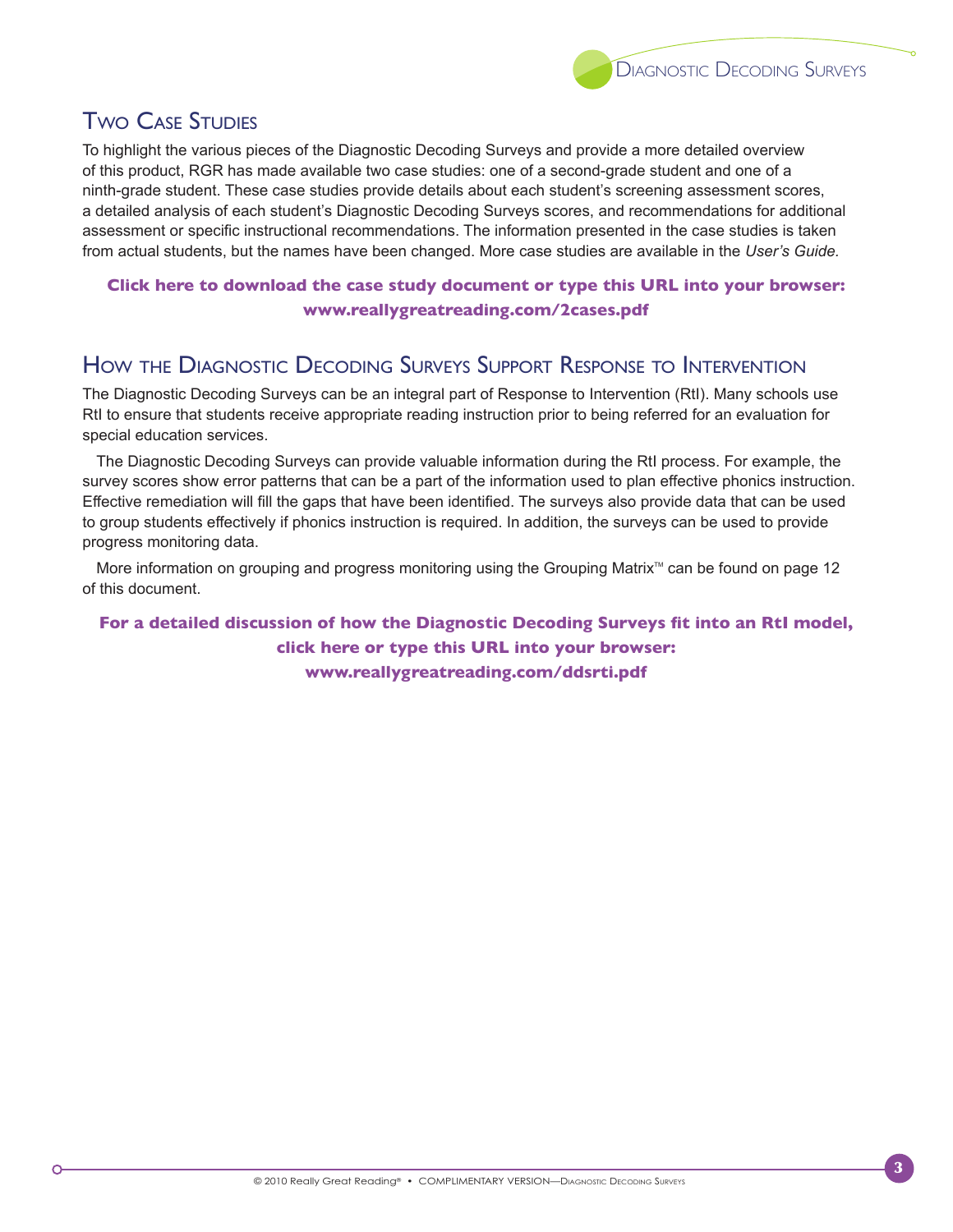## Two Case Studies

To highlight the various pieces of the Diagnostic Decoding Surveys and provide a more detailed overview of this product, RGR has made available two case studies: one of a second-grade student and one of a ninth-grade student. These case studies provide details about each student's screening assessment scores, a detailed analysis of each student's Diagnostic Decoding Surveys scores, and recommendations for additional assessment or specific instructional recommendations. The information presented in the case studies is taken from actual students, but the names have been changed. More case studies are available in the *User's Guide*.

**Click here to download the case study document or type this URL into your browser: www.reallygreatreading.com/2cases.pdf**

## How the Diagnostic Decoding Surveys Support Response to Intervention

The Diagnostic Decoding Surveys can be an integral part of Response to Intervention (RtI). Many schools use RtI to ensure that students receive appropriate reading instruction prior to being referred for an evaluation for special education services.

The Diagnostic Decoding Surveys can provide valuable information during the RtI process. For example, the survey scores show error patterns that can be a part of the information used to plan effective phonics instruction. Effective remediation will fill the gaps that have been identified. The surveys also provide data that can be used to group students effectively if phonics instruction is required. In addition, the surveys can be used to provide progress monitoring data.

More information on grouping and progress monitoring using the Grouping Matrix™ can be found on page 12 of this document.

**For a detailed discussion of how the Diagnostic Decoding Surveys fit into an RtI model, click here or type this URL into your browser: www.reallygreatreading.com/ddsrti.pdf**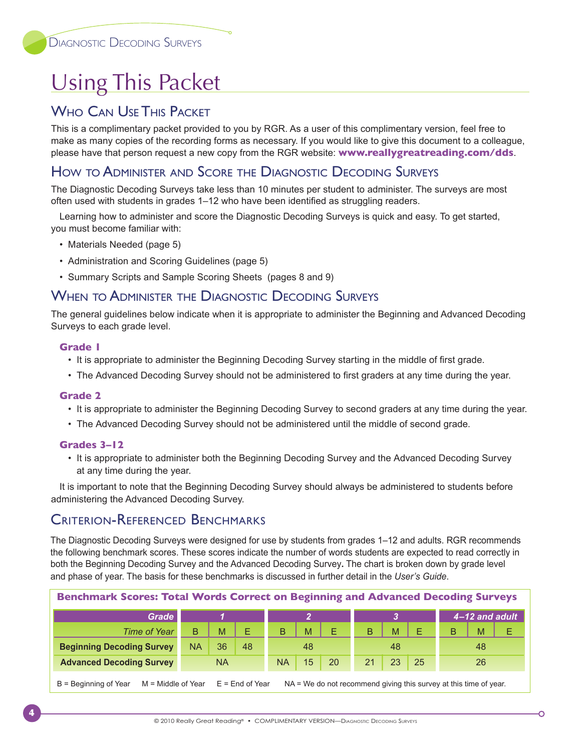# Using This Packet

## Who Can Use This Packet

This is a complimentary packet provided to you by RGR. As a user of this complimentary version, feel free to make as many copies of the recording forms as necessary. If you would like to give this document to a colleague, please have that person request a new copy from the RGR website: **www.reallygreatreading.com/dds**.

## How to Administer and Score the Diagnostic Decoding Surveys

The Diagnostic Decoding Surveys take less than 10 minutes per student to administer. The surveys are most often used with students in grades 1–12 who have been identified as struggling readers.

Learning how to administer and score the Diagnostic Decoding Surveys is quick and easy. To get started, you must become familiar with:

- Materials Needed (page 5)
- Administration and Scoring Guidelines (page 5)
- Summary Scripts and Sample Scoring Sheets (pages 8 and 9)

## When to Administer the Diagnostic Decoding Surveys

The general guidelines below indicate when it is appropriate to administer the Beginning and Advanced Decoding Surveys to each grade level.

### Grade 1

- It is appropriate to administer the Beginning Decoding Survey starting in the middle of first grade.
- The Advanced Decoding Survey should not be administered to first graders at any time during the year.

### Grade 2

- It is appropriate to administer the Beginning Decoding Survey to second graders at any time during the year.
- The Advanced Decoding Survey should not be administered until the middle of second grade.

### Grades 3–12

- It is appropriate to administer both the Beginning Decoding Survey and the Advanced Decoding Survey at any time during the year.

It is important to note that the Beginning Decoding Survey should always be administered to students before administering the Advanced Decoding Survey.

## Criterion-Referenced Benchmarks

The Diagnostic Decoding Surveys were designed for use by students from grades 1–12 and adults. RGR recommends the following benchmark scores. These scores indicate the number of words students are expected to read correctly in both the Beginning Decoding Survey and the Advanced Decoding Survey. The chart is broken down by grade level and phase of year. The basis for these benchmarks is discussed in further detail in the *User's Guide*.

**Benchmark Scores: Total Words Correct on Beginning and Advanced Decoding Surveys**

| *Grade* | *1* | | | *2* | | | *3* | | | *4–12 and adult* | | |
|---|---|---|---|---|---|---|---|---|---|---|---|---|
| *Time of Year* | B | M | E | B | M | E | B | M | E | B | M | E |
| **Beginning Decoding Survey** | NA | 36 | 48 | 48 | | | 48 | | | 48 | | |
| **Advanced Decoding Survey** | NA | | | NA | 15 | 20 | 21 | 23 | 25 | 26 | | |

B = Beginning of Year M = Middle of Year E = End of Year NA = We do not recommend giving this survey at this time of year.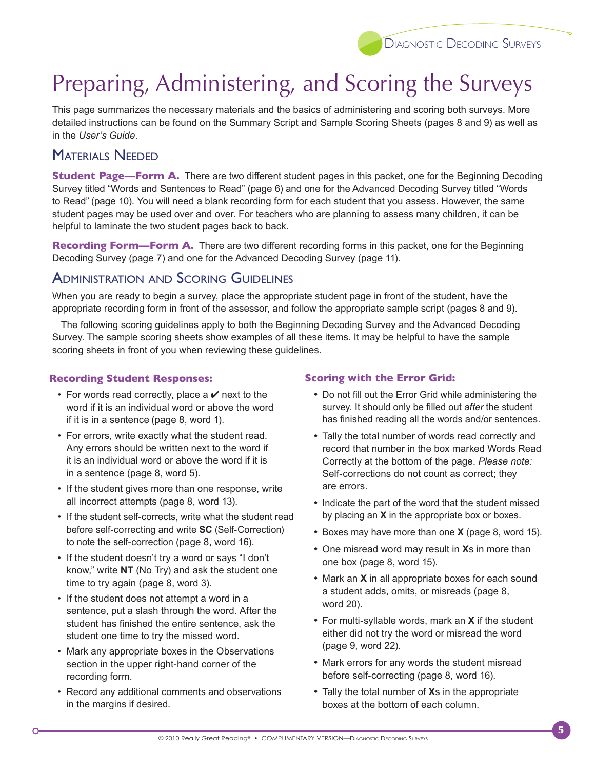# Preparing, Administering, and Scoring the Surveys

This page summarizes the necessary materials and the basics of administering and scoring both surveys. More detailed instructions can be found on the Summary Script and Sample Scoring Sheets (pages 8 and 9) as well as in the *User's Guide*.

## Materials Needed

**Student Page—Form A.** There are two different student pages in this packet, one for the Beginning Decoding Survey titled "Words and Sentences to Read" (page 6) and one for the Advanced Decoding Survey titled "Words to Read" (page 10). You will need a blank recording form for each student that you assess. However, the same student pages may be used over and over. For teachers who are planning to assess many children, it can be helpful to laminate the two student pages back to back.

**Recording Form—Form A.** There are two different recording forms in this packet, one for the Beginning Decoding Survey (page 7) and one for the Advanced Decoding Survey (page 11).

## Administration and Scoring Guidelines

When you are ready to begin a survey, place the appropriate student page in front of the student, have the appropriate recording form in front of the assessor, and follow the appropriate sample script (pages 8 and 9).

The following scoring guidelines apply to both the Beginning Decoding Survey and the Advanced Decoding Survey. The sample scoring sheets show examples of all these items. It may be helpful to have the sample scoring sheets in front of you when reviewing these guidelines.

### Recording Student Responses:

- For words read correctly, place a ✔ next to the word if it is an individual word or above the word if it is in a sentence (page 8, word 1).
- For errors, write exactly what the student read. Any errors should be written next to the word if it is an individual word or above the word if it is in a sentence (page 8, word 5).
- If the student gives more than one response, write all incorrect attempts (page 8, word 13).
- If the student self-corrects, write what the student read before self-correcting and write **SC** (Self-Correction) to note the self-correction (page 8, word 16).
- If the student doesn't try a word or says "I don't know," write **NT** (No Try) and ask the student one time to try again (page 8, word 3).
- If the student does not attempt a word in a sentence, put a slash through the word. After the student has finished the entire sentence, ask the student one time to try the missed word.
- Mark any appropriate boxes in the Observations section in the upper right-hand corner of the recording form.
- Record any additional comments and observations in the margins if desired.

### Scoring with the Error Grid:

- Do not fill out the Error Grid while administering the survey. It should only be filled out *after* the student has finished reading all the words and/or sentences.
- Tally the total number of words read correctly and record that number in the box marked Words Read Correctly at the bottom of the page. *Please note:* Self-corrections do not count as correct; they are errors.
- Indicate the part of the word that the student missed by placing an **X** in the appropriate box or boxes.
- Boxes may have more than one **X** (page 8, word 15).
- One misread word may result in **X**s in more than one box (page 8, word 15).
- Mark an **X** in all appropriate boxes for each sound a student adds, omits, or misreads (page 8, word 20).
- For multi-syllable words, mark an **X** if the student either did not try the word or misread the word (page 9, word 22).
- Mark errors for any words the student misread before self-correcting (page 8, word 16).
- Tally the total number of **X**s in the appropriate boxes at the bottom of each column.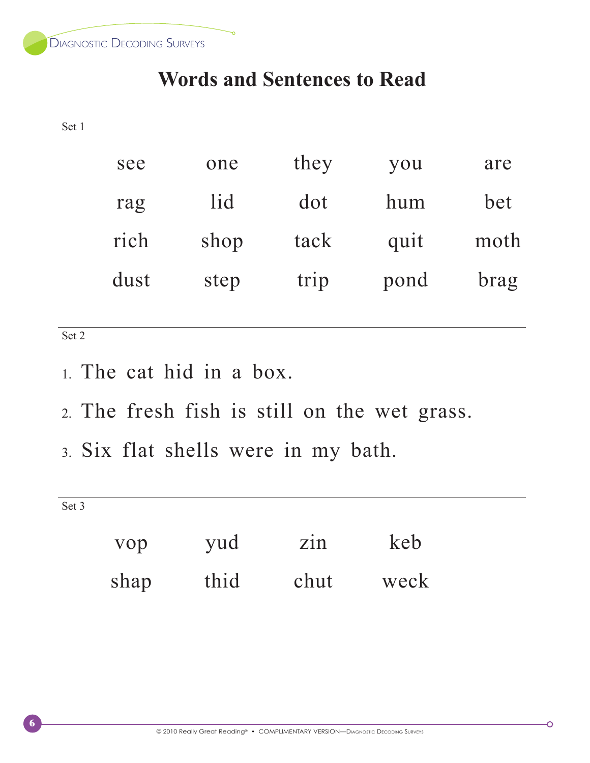# Words and Sentences to Read

Set 1

| see | one | they | you | are |
|---|---|---|---|---|
| rag | lid | dot | hum | bet |
| rich | shop | tack | quit | moth |
| dust | step | trip | pond | brag |

Set 2

1. The cat hid in a box.
2. The fresh fish is still on the wet grass.
3. Six flat shells were in my bath.

Set 3

| vop | yud | zin | keb |
|---|---|---|---|
| shap | thid | chut | weck |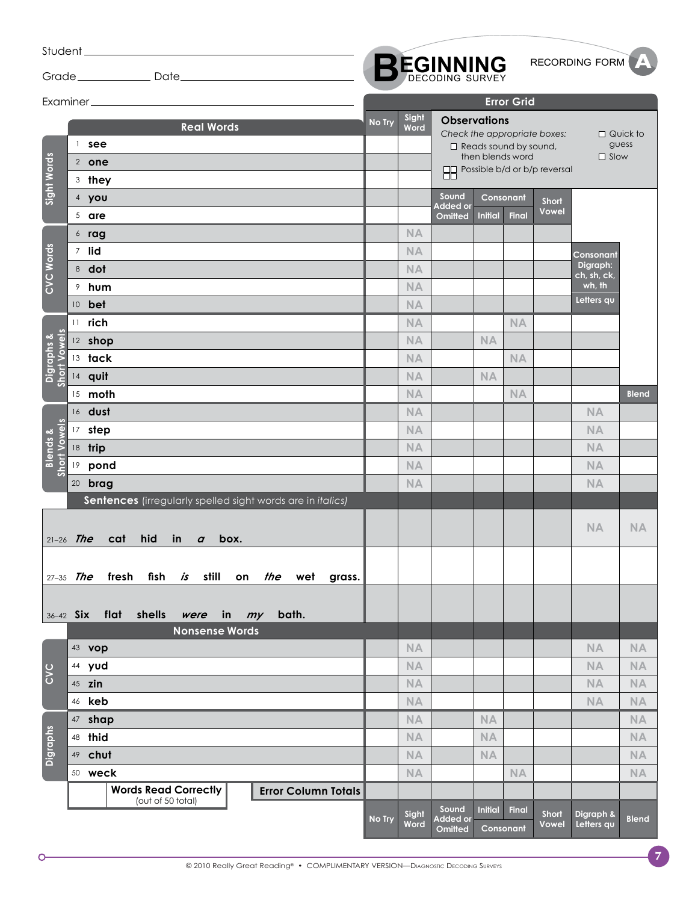Student ____________________

Grade __________ Date ____________________

Examiner ____________________

# BEGINNING DECODING SURVEY

RECORDING FORM A

## Error Grid

**Observations**

*Check the appropriate boxes:*

- ☐ Reads sound by sound, then blends word
- ☐☐ Possible b/d or b/p reversal
- ☐ Quick to guess
- ☐ Slow

| Category | # | Real Words | No Try | Sight Word | Sound Added or Omitted | Consonant Initial | Consonant Final | Short Vowel | Consonant Digraph: ch, sh, ck, wh, th / Letters qu | Blend |
|---|---|---|---|---|---|---|---|---|---|---|
| Sight Words | 1 | see | | | | | | | | |
| | 2 | one | | | | | | | | |
| | 3 | they | | | | | | | | |
| | 4 | you | | | | | | | | |
| | 5 | are | | | | | | | | |
| CVC Words | 6 | rag | | NA | | | | | | |
| | 7 | lid | | NA | | | | | | |
| | 8 | dot | | NA | | | | | | |
| | 9 | hum | | NA | | | | | | |
| | 10 | bet | | NA | | | | | | |
| Digraphs & Short Vowels | 11 | rich | | NA | | | NA | | | |
| | 12 | shop | | NA | | NA | | | | |
| | 13 | tack | | NA | | | NA | | | |
| | 14 | quit | | NA | | NA | | | | |
| | 15 | moth | | NA | | | NA | | | |
| Blends & Short Vowels | 16 | dust | | NA | | | | | NA | |
| | 17 | step | | NA | | | | | NA | |
| | 18 | trip | | NA | | | | | NA | |
| | 19 | pond | | NA | | | | | NA | |
| | 20 | brag | | NA | | | | | NA | |
| **Sentences** (irregularly spelled sight words are in *italics*) | | | | | | | | | | |
| | 21–26 | *The* cat hid in *a* box. | | | | | | | NA | NA |
| | 27–35 | *The* fresh fish *is* still on *the* wet grass. | | | | | | | | |
| | 36–42 | Six flat shells *were* in *my* bath. | | | | | | | | |
| **Nonsense Words** | | | | | | | | | | |
| CVC | 43 | vop | | NA | | | | | NA | NA |
| | 44 | yud | | NA | | | | | NA | NA |
| | 45 | zin | | NA | | | | | NA | NA |
| | 46 | keb | | NA | | | | | NA | NA |
| Digraphs | 47 | shap | | NA | | NA | | | | NA |
| | 48 | thid | | NA | | NA | | | | NA |
| | 49 | chut | | NA | | NA | | | | NA |
| | 50 | weck | | NA | | | NA | | | NA |
| | | **Words Read Correctly** (out of 50 total) ____ / **Error Column Totals** | | | | | | | | |
| | | | No Try | Sight Word | Sound Added or Omitted | Initial Consonant | Final Consonant | Short Vowel | Digraph & Letters qu | Blend |

© 2010 Really Great Reading® • COMPLIMENTARY VERSION—Diagnostic Decoding Surveys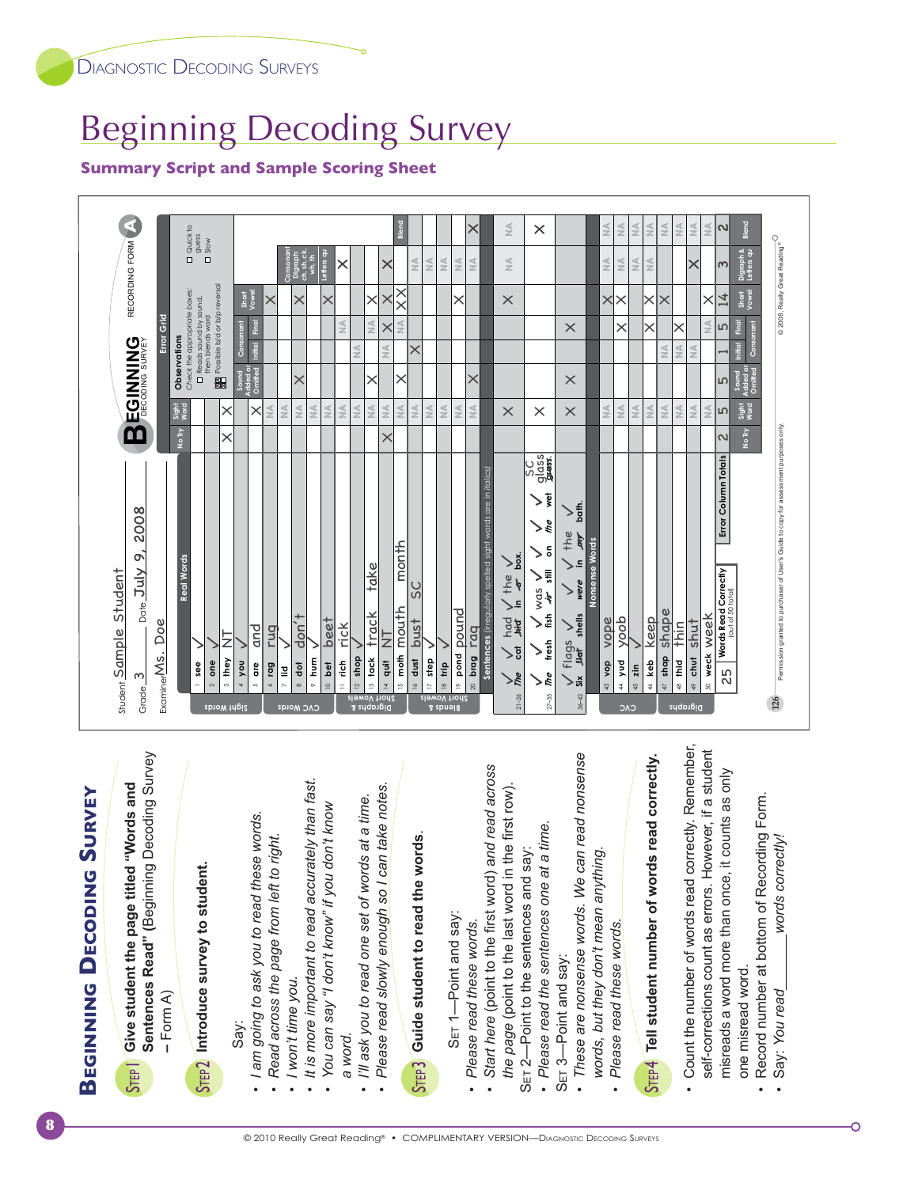# Beginning Decoding Survey

**Summary Script and Sample Scoring Sheet**

## Beginning Decoding Survey

**Step 1** **Give student the page titled "Words and Sentences Read"** (Beginning Decoding Survey – Form A)

**Step 2** **Introduce survey to student.**

Say:

- *I am going to ask you to read these words.*
- *Read across the page from left to right.*
- *I won't time you.*
- *It is more important to read accurately than fast.*
- *You can say "I don't know" if you don't know a word.*
- *I'll ask you to read one set of words at a time.*
- *Please read slowly enough so I can take notes.*

**Step 3** **Guide student to read the words.**

Set 1—Point and say:

- *Please read these words.*
- *Start here* (point to the first word) *and read across the page* (point to the last word in the first row).

Set 2—Point to the sentences and say:

- *Please read the sentences one at a time.*

Set 3—Point and say:

- *These are nonsense words. We can read nonsense words, but they don't mean anything.*
- *Please read these words.*

**Step 4** **Tell student number of words read correctly.**

- Count the number of words read correctly. Remember, self-corrections count as errors. However, if a student misreads a word more than once, it counts as only one misread word.
- Record number at bottom of Recording Form.
- Say: *You read _____ words correctly!*

---

**Beginning Decoding Survey — Recording Form A**

Student: Sample Student   Grade: 3   Date: July 9, 2008   Examiner: Ms. Doe

Observations — Check the appropriate boxes: ☐ Reads sound by sound, then blends word ☐ Possible b/d or b/p reversal ☐ Quick to guess ☐ Slow

| Category | # | Word | Student Response | No Try | Sight Word | Sound Added or Omitted | Initial Consonant | Final Consonant | Short Vowel | Consonant Digraph: ch, sh, ck, wh, th / Letters qu | Blend |
|---|---|---|---|---|---|---|---|---|---|---|---|
| Sight Words | 1 | see | ✓ | | | | | | | | |
| | 2 | one | ✓ | | | | | | | | |
| | 3 | they | NT | X | X | | | | | | |
| | 4 | you | ✓ | | | | | | | | |
| | 5 | are | and | | X | | | | | | |
| CVC Words | 6 | rag | rug | | NA | | | | X | | |
| | 7 | lid | ✓ | | NA | | | | | | |
| | 8 | dot | don't | | NA | X | | | X | | |
| | 9 | hum | ✓ | | NA | | | | | | |
| | 10 | bet | beet | | NA | | | | X | | |
| Digraphs & Short Vowels | 11 | rich | rick | | NA | | | NA | | X | |
| | 12 | shop | ✓ | | NA | | NA | | | | |
| | 13 | tack | track, take | | NA | X | | NA | X | | |
| | 14 | quit | NT | X | NA | | NA | X | X | X | |
| | 15 | moth | mouth, month | | NA | X | | NA | XX | | |
| Blends & Short Vowels | 16 | dust | bust SC | | NA | | X | | | NA | |
| | 17 | step | ✓ | | NA | | | | | NA | |
| | 18 | trip | ✓ | | NA | | | | | NA | |
| | 19 | pond | pound | | NA | | | | X | NA | |
| | 20 | brag | rag | | NA | X | | | | NA | X |
| Sentences (irregularly spelled sight words are in italics) | 21–26 | *The* cat ~~bid~~ had in ~~a~~ the box. | ✓ ✓ had ✓ the ✓ | | X | | | | X | NA | NA |
| | 27–35 | *The* fresh fish ~~is~~ was still on *the* wet ~~grass~~ glass. | ✓ ✓ ✓ was ✓ ✓ ✓ ✓ SC glass | | X | | | | | | X |
| | 36–42 | Six ~~flat~~ shells *were* in ~~my~~ the bath. | ✓ flags ✓ ✓ ✓ the ✓ | | X | X | | X | | | |
| Nonsense Words — CVC | 43 | vop | vope | | NA | | | | X | NA | NA |
| | 44 | yud | yoob | | NA | | | X | X | NA | NA |
| | 45 | zin | ✓ | | NA | | | | | NA | NA |
| Digraphs | 46 | keb | keep | | NA | | | X | X | NA | NA |
| | 47 | shap | shape | | NA | | NA | | X | | NA |
| | 48 | thid | thin | | NA | | NA | X | | | NA |
| | 49 | chut | shut | | NA | | NA | | | X | NA |
| | 50 | weck | week | | NA | | NA | NA | X | | NA |
| **Error Column Totals** | | | | 2 | 5 | 5 | 1 | 5 | 14 | 3 | 2 |

Words Read Correctly (out of 50 total): 25

Permission granted to purchaser of User's Guide to copy for assessment purposes only.

© 2008, Really Great Reading®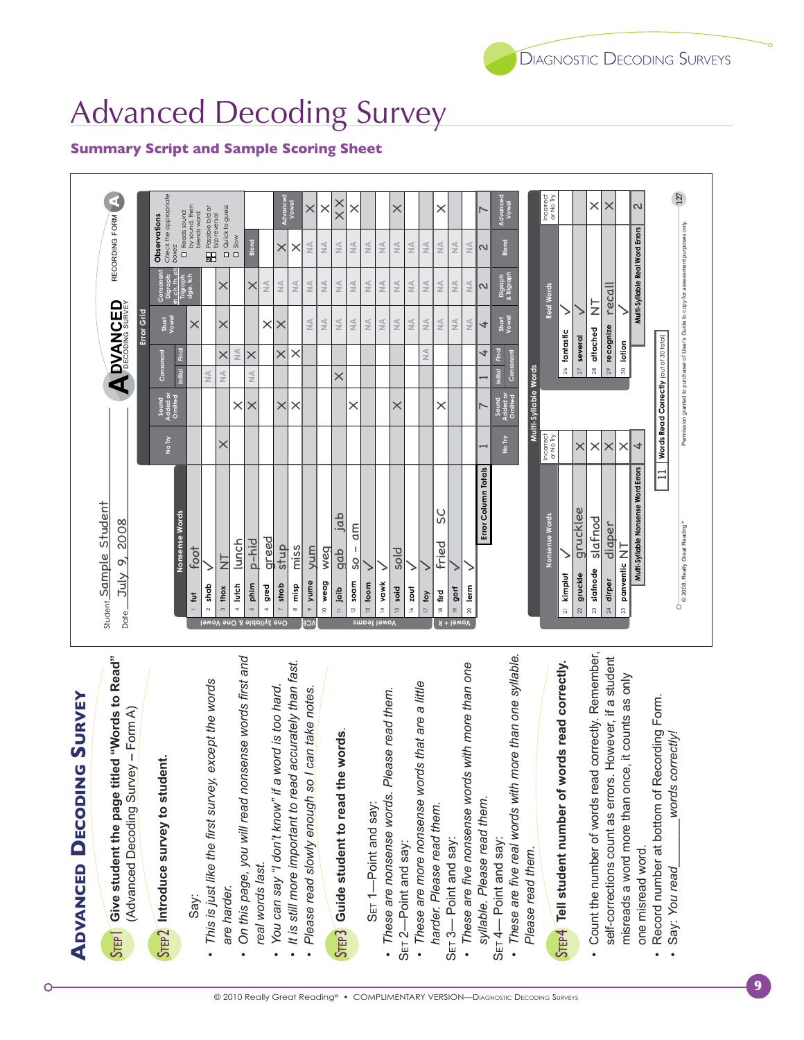# Advanced Decoding Survey

### Summary Script and Sample Scoring Sheet

## ADVANCED DECODING SURVEY

**STEP 1 Give student the page titled "Words to Read"** (Advanced Decoding Survey – Form A)

**STEP 2 Introduce survey to student.**

Say:

- *This is just like the first survey, except the words are harder.*
- *On this page, you will read nonsense words first and real words last.*
- *You can say "I don't know" if a word is too hard.*
- *It is still more important to read accurately than fast.*
- *Please read slowly enough so I can take notes.*

**STEP 3 Guide student to read the words.**

SET 1—Point and say:

- *These are nonsense words. Please read them.*

SET 2—Point and say:

- *These are more nonsense words that are a little harder. Please read them.*

SET 3— Point and say:

- *These are five nonsense words with more than one syllable. Please read them.*

SET 4— Point and say:

- *These are five real words with more than one syllable. Please read them.*

**STEP 4 Tell student number of words read correctly.**

- Count the number of words read correctly. Remember, self-corrections count as errors. However, if a student misreads a word more than once, it counts as only one misread word.
- Record number at bottom of Recording Form.
- Say: *You read ______ words correctly!*

---

**ADVANCED DECODING SURVEY** — RECORDING FORM A

Student: Sample Student

Date: July 9, 2008

**Observations** — Check the appropriate boxes:

- ☐ Reads sound by sound, then blends word
- ☒ Possible b/d or b/p reversal
- ☐ Quick to guess
- ☐ Slow

| Section | # | Nonsense Words | Response | No Try | Sound Added or Omitted | Consonant Initial | Consonant Final | Short Vowel | Consonant Digraph (sh, ch, th, ph, wh) / Trigraph (dge, tch) | Blend | Advanced Vowel |
|---|---|---|---|---|---|---|---|---|---|---|---|
| One Syllable & One Vowel | 1 | fut | foot | | | | | X | | | |
| | 2 | shab | ✓ | | | NA | | | | | |
| | 3 | thox | NT | X | | NA | X | X | X | | |
| | 4 | lutch | lunch | | X | | NA | | | | |
| | 5 | phim | p-hid | | X | NA | X | | X | | |
| | 6 | gred | greed | | | | | X | NA | | |
| | 7 | strob | stup | | X | | X | X | NA | X | |
| | 8 | misp | miss | | X | | X | | NA | X | |
| VCE | 9 | yume | yum | | | | | NA | NA | NA | X |
| Vowel Teams | 10 | weag | weg | | | | | NA | NA | NA | X |
| | 11 | jaib | gab jab | | | X | | NA | NA | NA | XX |
| | 12 | soam | so - am | | X | | | NA | NA | NA | X |
| | 13 | foom | ✓ | | | | | NA | NA | NA | |
| | 14 | vawk | ✓ | | | | | NA | NA | NA | |
| | 15 | soid | sold | | X | | | NA | NA | NA | X |
| | 16 | zout | ✓ | | | | | NA | NA | NA | |
| | 17 | foy | ✓ | | | | NA | NA | NA | NA | |
| Vowel + R | 18 | fird | fried SC | | X | | | NA | NA | NA | X |
| | 19 | gorf | ✓ | | | | | NA | NA | NA | |
| | 20 | lerm | ✓ | | | | | NA | NA | NA | |
| | | | **Error Column Totals** | 1 | 7 | 1 | 4 | 4 | 2 | 2 | 7 |

**Multi-Syllable Words**

| # | Nonsense Words | Response | Incorrect or No Try |
|---|---|---|---|
| 21 | kimplut | ✓ | |
| 22 | gruckle | grucklee | X |
| 23 | slafnode | slafnod | X |
| 24 | dirper | diaper | X |
| 25 | panventic | NT | X |
| | | **Multi-Syllable Nonsense Word Errors** | 4 |

| # | Real Words | Response | Incorrect or No Try |
|---|---|---|---|
| 26 | fantastic | ✓ | |
| 27 | several | ✓ | |
| 28 | attached | NT | X |
| 29 | recognize | recall | X |
| 30 | lotion | ✓ | |
| | | **Multi-Syllable Real Word Errors** | 2 |

**Words Read Correctly** (out of 30 total): 11

© 2008, Really Great Reading® — Permission granted to purchaser of User's Guide to copy for assessment purposes only. 127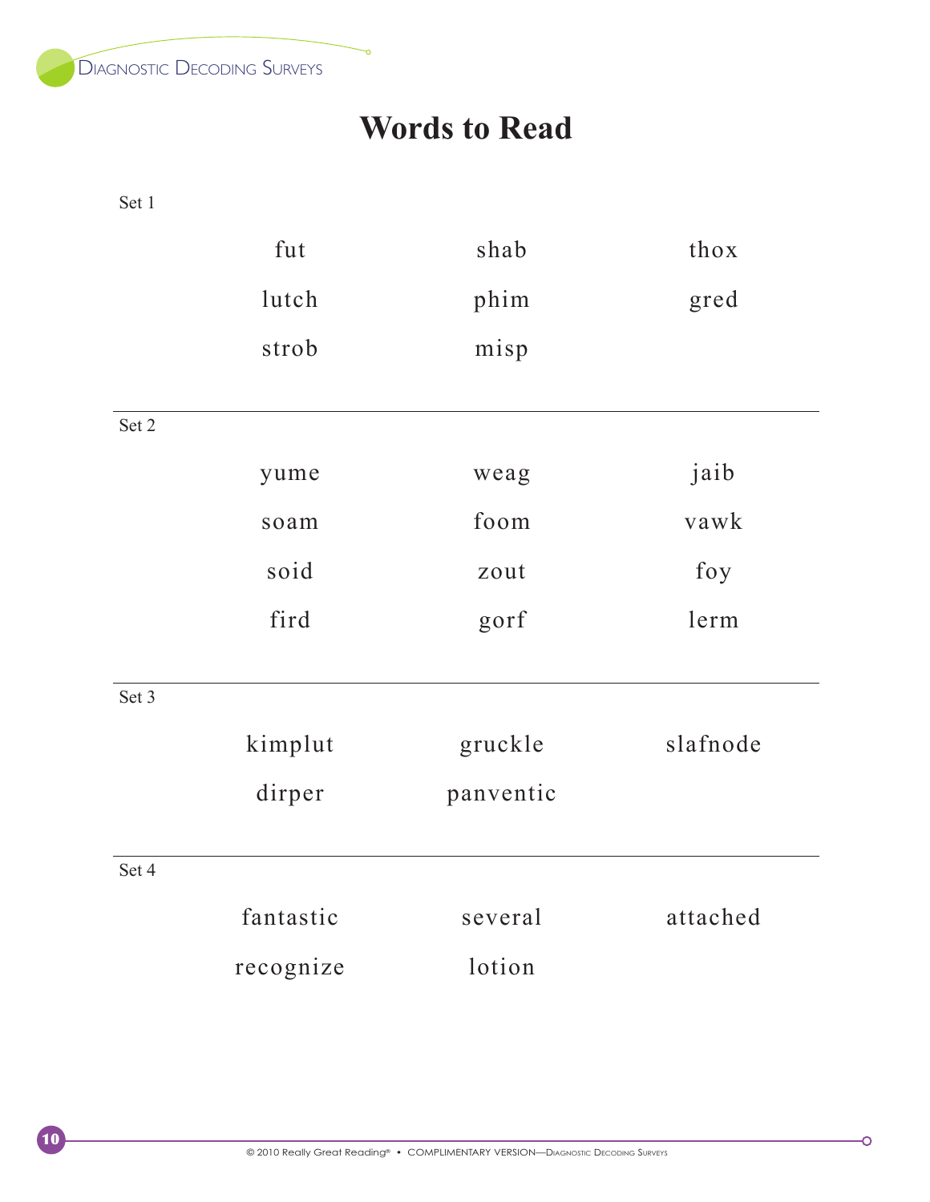# Words to Read

Set 1

| | | |
|---|---|---|
| fut | shab | thox |
| lutch | phim | gred |
| strob | misp | |

Set 2

| | | |
|---|---|---|
| yume | weag | jaib |
| soam | foom | vawk |
| soid | zout | foy |
| fird | gorf | lerm |

Set 3

| | | |
|---|---|---|
| kimplut | gruckle | slafnode |
| dirper | panventic | |

Set 4

| | | |
|---|---|---|
| fantastic | several | attached |
| recognize | lotion | |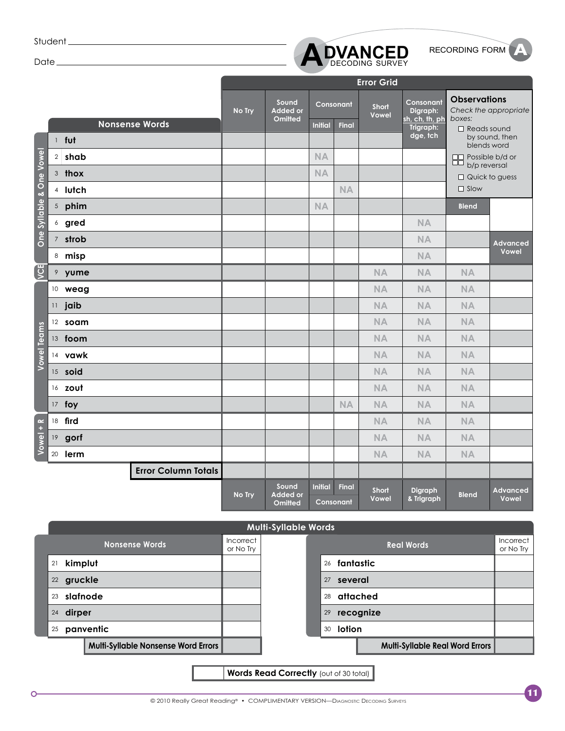Student ____________________

Date ____________________

# ADVANCED DECODING SURVEY

RECORDING FORM A

## Error Grid

| | Nonsense Words | No Try | Sound Added or Omitted | Consonant Initial | Consonant Final | Short Vowel | Consonant Digraph: sh, ch, th, ph Trigraph: dge, tch | Blend | Advanced Vowel |
|---|---|---|---|---|---|---|---|---|---|
| One Syllable & One Vowel | 1 fut | | | | | | | | |
| | 2 shab | | | NA | | | | | |
| | 3 thox | | | NA | | | | | |
| | 4 lutch | | | | NA | | | | |
| | 5 phim | | | NA | | | | | |
| | 6 gred | | | | | | NA | | |
| | 7 strob | | | | | | NA | | |
| | 8 misp | | | | | | NA | | |
| VCE | 9 yume | | | | | NA | NA | NA | |
| Vowel Teams | 10 weag | | | | | NA | NA | NA | |
| | 11 jaib | | | | | NA | NA | NA | |
| | 12 soam | | | | | NA | NA | NA | |
| | 13 foom | | | | | NA | NA | NA | |
| | 14 vawk | | | | | NA | NA | NA | |
| | 15 soid | | | | | NA | NA | NA | |
| | 16 zout | | | | | NA | NA | NA | |
| | 17 foy | | | | NA | NA | NA | NA | |
| Vowel + R | 18 fird | | | | | NA | NA | NA | |
| | 19 gorf | | | | | NA | NA | NA | |
| | 20 lerm | | | | | NA | NA | NA | |
| | **Error Column Totals** | | | | | | | | |
| | | No Try | Sound Added or Omitted | Initial Consonant | Final Consonant | Short Vowel | Digraph & Trigraph | Blend | Advanced Vowel |

**Observations**

*Check the appropriate boxes:*

- ☐ Reads sound by sound, then blends word
- ☐☐ Possible b/d or b/p reversal
- ☐ Quick to guess
- ☐ Slow

## Multi-Syllable Words

| Nonsense Words | Incorrect or No Try |
|---|---|
| 21 kimplut | |
| 22 gruckle | |
| 23 slafnode | |
| 24 dirper | |
| 25 panventic | |
| **Multi-Syllable Nonsense Word Errors** | |

| Real Words | Incorrect or No Try |
|---|---|
| 26 fantastic | |
| 27 several | |
| 28 attached | |
| 29 recognize | |
| 30 lotion | |
| **Multi-Syllable Real Word Errors** | |

| | **Words Read Correctly** (out of 30 total) |
|---|---|

© 2010 Really Great Reading® • COMPLIMENTARY VERSION—Diagnostic Decoding Surveys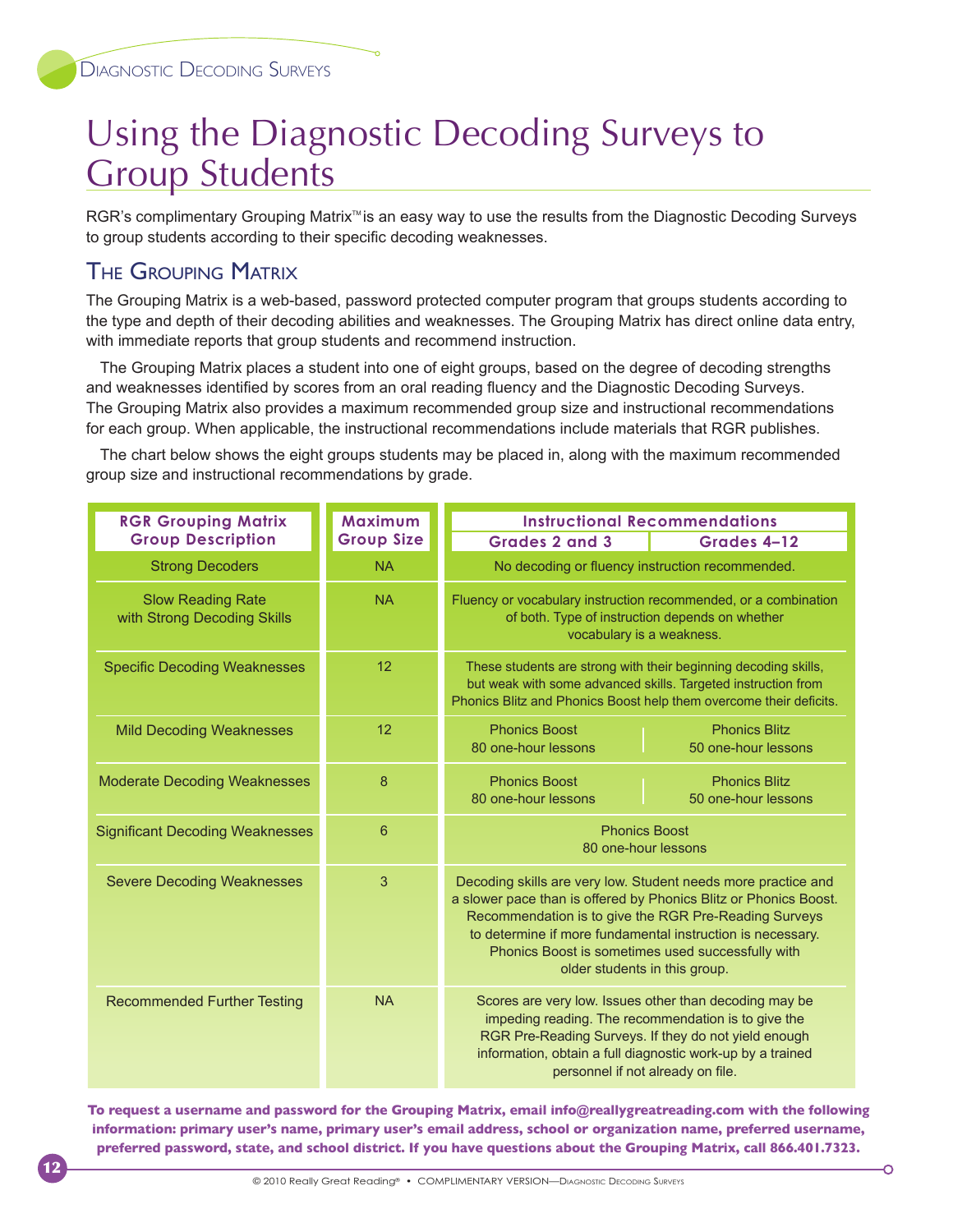# Using the Diagnostic Decoding Surveys to Group Students

RGR's complimentary Grouping Matrix™ is an easy way to use the results from the Diagnostic Decoding Surveys to group students according to their specific decoding weaknesses.

## The Grouping Matrix

The Grouping Matrix is a web-based, password protected computer program that groups students according to the type and depth of their decoding abilities and weaknesses. The Grouping Matrix has direct online data entry, with immediate reports that group students and recommend instruction.

The Grouping Matrix places a student into one of eight groups, based on the degree of decoding strengths and weaknesses identified by scores from an oral reading fluency and the Diagnostic Decoding Surveys. The Grouping Matrix also provides a maximum recommended group size and instructional recommendations for each group. When applicable, the instructional recommendations include materials that RGR publishes.

The chart below shows the eight groups students may be placed in, along with the maximum recommended group size and instructional recommendations by grade.

| RGR Grouping Matrix Group Description | Maximum Group Size | Instructional Recommendations | |
|---|---|---|---|
| | | **Grades 2 and 3** | **Grades 4–12** |
| Strong Decoders | NA | No decoding or fluency instruction recommended. | |
| Slow Reading Rate with Strong Decoding Skills | NA | Fluency or vocabulary instruction recommended, or a combination of both. Type of instruction depends on whether vocabulary is a weakness. | |
| Specific Decoding Weaknesses | 12 | These students are strong with their beginning decoding skills, but weak with some advanced skills. Targeted instruction from Phonics Blitz and Phonics Boost help them overcome their deficits. | |
| Mild Decoding Weaknesses | 12 | Phonics Boost 80 one-hour lessons | Phonics Blitz 50 one-hour lessons |
| Moderate Decoding Weaknesses | 8 | Phonics Boost 80 one-hour lessons | Phonics Blitz 50 one-hour lessons |
| Significant Decoding Weaknesses | 6 | Phonics Boost 80 one-hour lessons | |
| Severe Decoding Weaknesses | 3 | Decoding skills are very low. Student needs more practice and a slower pace than is offered by Phonics Blitz or Phonics Boost. Recommendation is to give the RGR Pre-Reading Surveys to determine if more fundamental instruction is necessary. Phonics Boost is sometimes used successfully with older students in this group. | |
| Recommended Further Testing | NA | Scores are very low. Issues other than decoding may be impeding reading. The recommendation is to give the RGR Pre-Reading Surveys. If they do not yield enough information, obtain a full diagnostic work-up by a trained personnel if not already on file. | |

**To request a username and password for the Grouping Matrix, email info@reallygreatreading.com with the following information: primary user's name, primary user's email address, school or organization name, preferred username, preferred password, state, and school district. If you have questions about the Grouping Matrix, call 866.401.7323.**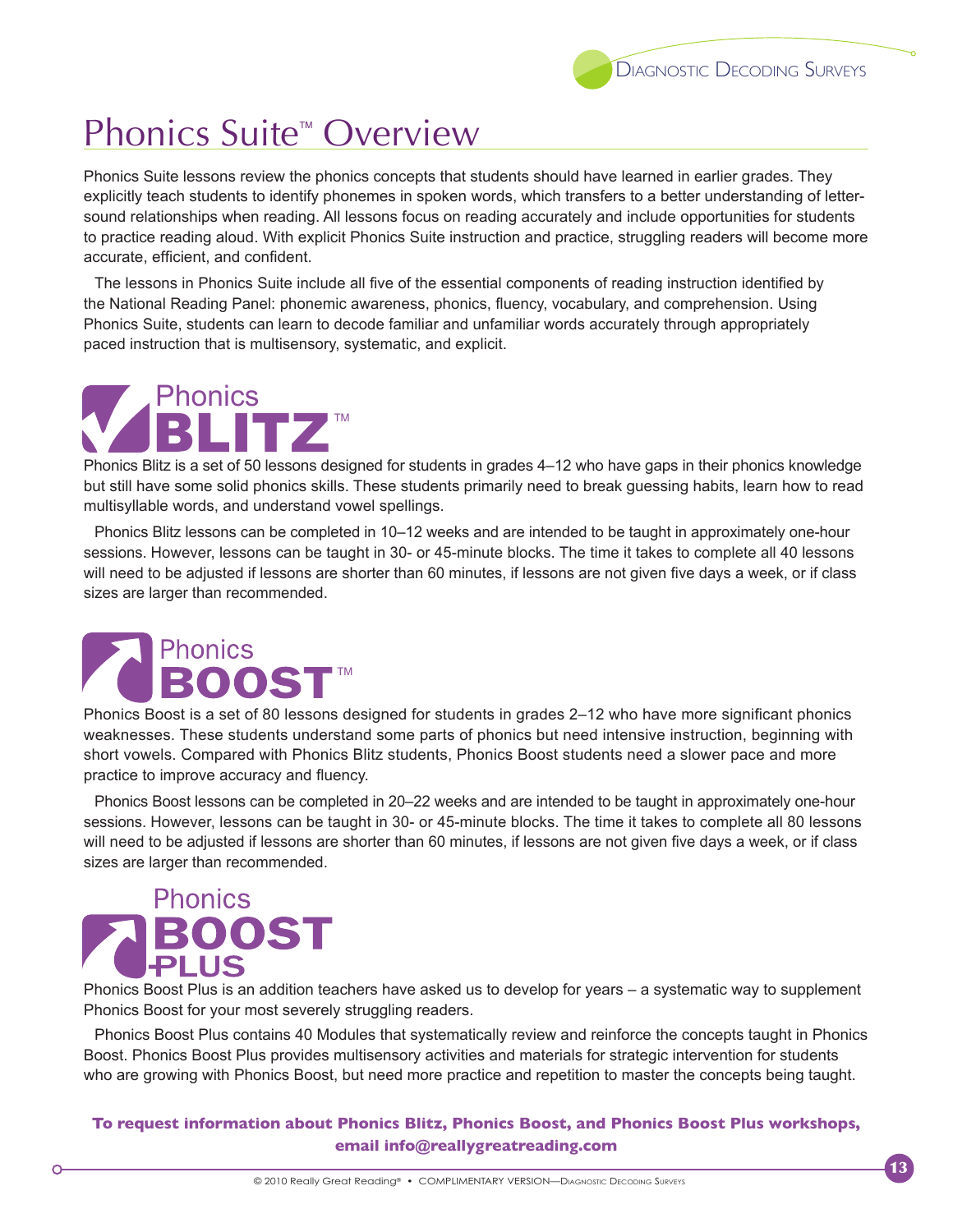# Phonics Suite™ Overview

Phonics Suite lessons review the phonics concepts that students should have learned in earlier grades. They explicitly teach students to identify phonemes in spoken words, which transfers to a better understanding of letter-sound relationships when reading. All lessons focus on reading accurately and include opportunities for students to practice reading aloud. With explicit Phonics Suite instruction and practice, struggling readers will become more accurate, efficient, and confident.

The lessons in Phonics Suite include all five of the essential components of reading instruction identified by the National Reading Panel: phonemic awareness, phonics, fluency, vocabulary, and comprehension. Using Phonics Suite, students can learn to decode familiar and unfamiliar words accurately through appropriately paced instruction that is multisensory, systematic, and explicit.

## Phonics BLITZ™

Phonics Blitz is a set of 50 lessons designed for students in grades 4–12 who have gaps in their phonics knowledge but still have some solid phonics skills. These students primarily need to break guessing habits, learn how to read multisyllable words, and understand vowel spellings.

Phonics Blitz lessons can be completed in 10–12 weeks and are intended to be taught in approximately one-hour sessions. However, lessons can be taught in 30- or 45-minute blocks. The time it takes to complete all 40 lessons will need to be adjusted if lessons are shorter than 60 minutes, if lessons are not given five days a week, or if class sizes are larger than recommended.

## Phonics BOOST™

Phonics Boost is a set of 80 lessons designed for students in grades 2–12 who have more significant phonics weaknesses. These students understand some parts of phonics but need intensive instruction, beginning with short vowels. Compared with Phonics Blitz students, Phonics Boost students need a slower pace and more practice to improve accuracy and fluency.

Phonics Boost lessons can be completed in 20–22 weeks and are intended to be taught in approximately one-hour sessions. However, lessons can be taught in 30- or 45-minute blocks. The time it takes to complete all 80 lessons will need to be adjusted if lessons are shorter than 60 minutes, if lessons are not given five days a week, or if class sizes are larger than recommended.

## Phonics BOOST PLUS

Phonics Boost Plus is an addition teachers have asked us to develop for years – a systematic way to supplement Phonics Boost for your most severely struggling readers.

Phonics Boost Plus contains 40 Modules that systematically review and reinforce the concepts taught in Phonics Boost. Phonics Boost Plus provides multisensory activities and materials for strategic intervention for students who are growing with Phonics Boost, but need more practice and repetition to master the concepts being taught.

**To request information about Phonics Blitz, Phonics Boost, and Phonics Boost Plus workshops, email info@reallygreatreading.com**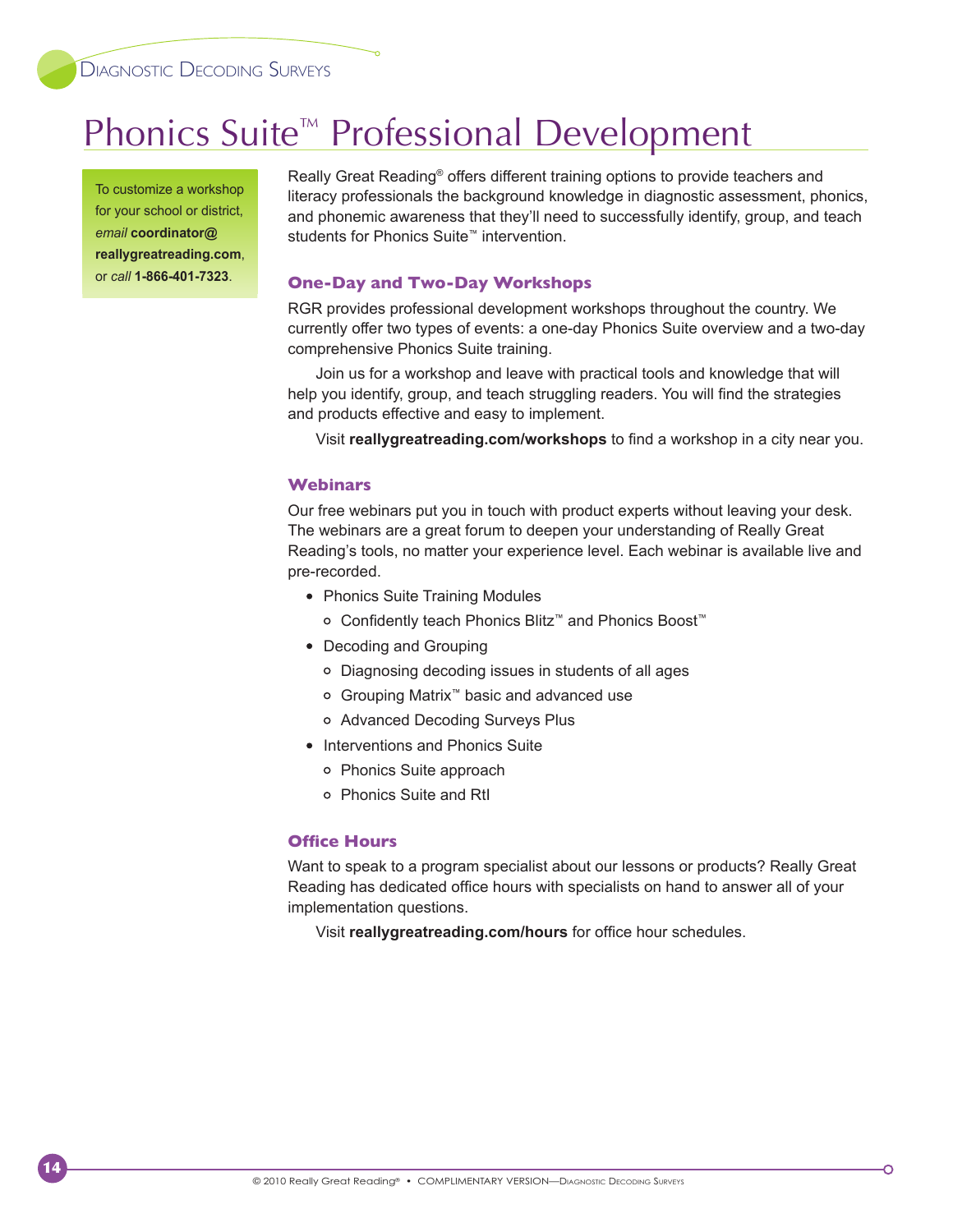# Phonics Suite™ Professional Development

To customize a workshop for your school or district, *email* **coordinator@reallygreatreading.com**, or *call* **1-866-401-7323**.

Really Great Reading® offers different training options to provide teachers and literacy professionals the background knowledge in diagnostic assessment, phonics, and phonemic awareness that they'll need to successfully identify, group, and teach students for Phonics Suite™ intervention.

## One-Day and Two-Day Workshops

RGR provides professional development workshops throughout the country. We currently offer two types of events: a one-day Phonics Suite overview and a two-day comprehensive Phonics Suite training.

Join us for a workshop and leave with practical tools and knowledge that will help you identify, group, and teach struggling readers. You will find the strategies and products effective and easy to implement.

Visit **reallygreatreading.com/workshops** to find a workshop in a city near you.

## Webinars

Our free webinars put you in touch with product experts without leaving your desk. The webinars are a great forum to deepen your understanding of Really Great Reading's tools, no matter your experience level. Each webinar is available live and pre-recorded.

- Phonics Suite Training Modules
  - Confidently teach Phonics Blitz™ and Phonics Boost™
- Decoding and Grouping
  - Diagnosing decoding issues in students of all ages
  - Grouping Matrix™ basic and advanced use
  - Advanced Decoding Surveys Plus
- Interventions and Phonics Suite
  - Phonics Suite approach
  - Phonics Suite and RtI

## Office Hours

Want to speak to a program specialist about our lessons or products? Really Great Reading has dedicated office hours with specialists on hand to answer all of your implementation questions.

Visit **reallygreatreading.com/hours** for office hour schedules.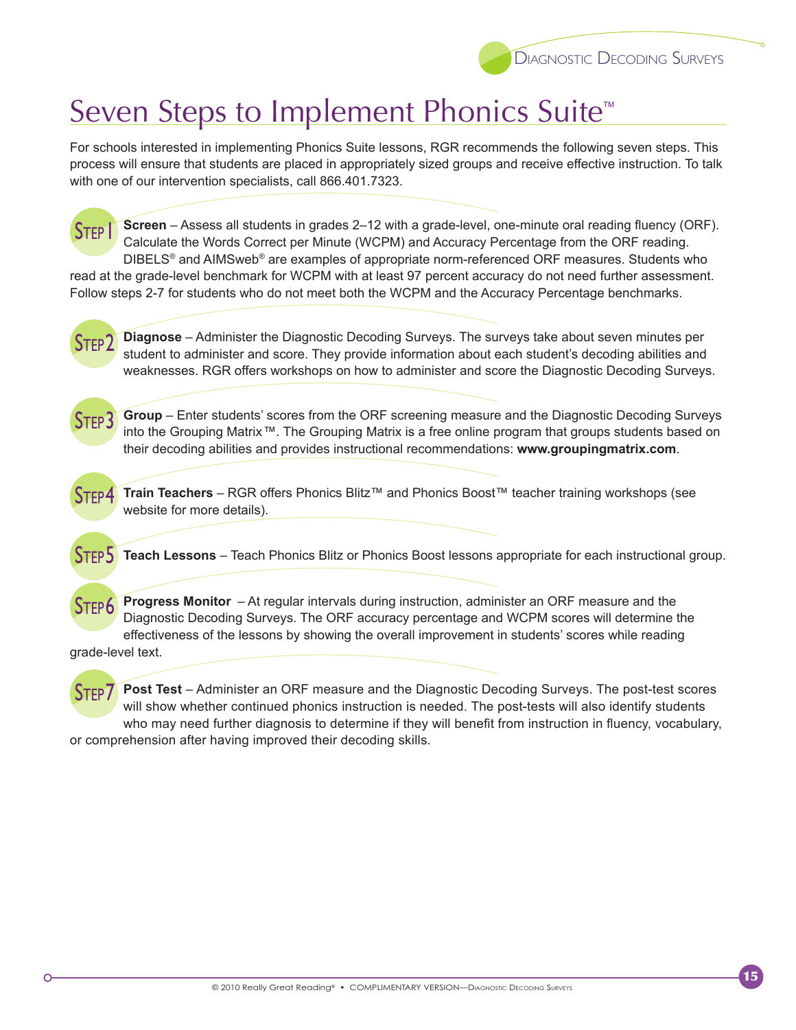# Seven Steps to Implement Phonics Suite™

For schools interested in implementing Phonics Suite lessons, RGR recommends the following seven steps. This process will ensure that students are placed in appropriately sized groups and receive effective instruction. To talk with one of our intervention specialists, call 866.401.7323.

**STEP 1** **Screen** – Assess all students in grades 2–12 with a grade-level, one-minute oral reading fluency (ORF). Calculate the Words Correct per Minute (WCPM) and Accuracy Percentage from the ORF reading. DIBELS® and AIMSweb® are examples of appropriate norm-referenced ORF measures. Students who read at the grade-level benchmark for WCPM with at least 97 percent accuracy do not need further assessment. Follow steps 2-7 for students who do not meet both the WCPM and the Accuracy Percentage benchmarks.

**STEP 2** **Diagnose** – Administer the Diagnostic Decoding Surveys. The surveys take about seven minutes per student to administer and score. They provide information about each student's decoding abilities and weaknesses. RGR offers workshops on how to administer and score the Diagnostic Decoding Surveys.

**STEP 3** **Group** – Enter students' scores from the ORF screening measure and the Diagnostic Decoding Surveys into the Grouping Matrix™. The Grouping Matrix is a free online program that groups students based on their decoding abilities and provides instructional recommendations: **www.groupingmatrix.com**.

**STEP 4** **Train Teachers** – RGR offers Phonics Blitz™ and Phonics Boost™ teacher training workshops (see website for more details).

**STEP 5** **Teach Lessons** – Teach Phonics Blitz or Phonics Boost lessons appropriate for each instructional group.

**STEP 6** **Progress Monitor** – At regular intervals during instruction, administer an ORF measure and the Diagnostic Decoding Surveys. The ORF accuracy percentage and WCPM scores will determine the effectiveness of the lessons by showing the overall improvement in students' scores while reading grade-level text.

**STEP 7** **Post Test** – Administer an ORF measure and the Diagnostic Decoding Surveys. The post-test scores will show whether continued phonics instruction is needed. The post-tests will also identify students who may need further diagnosis to determine if they will benefit from instruction in fluency, vocabulary, or comprehension after having improved their decoding skills.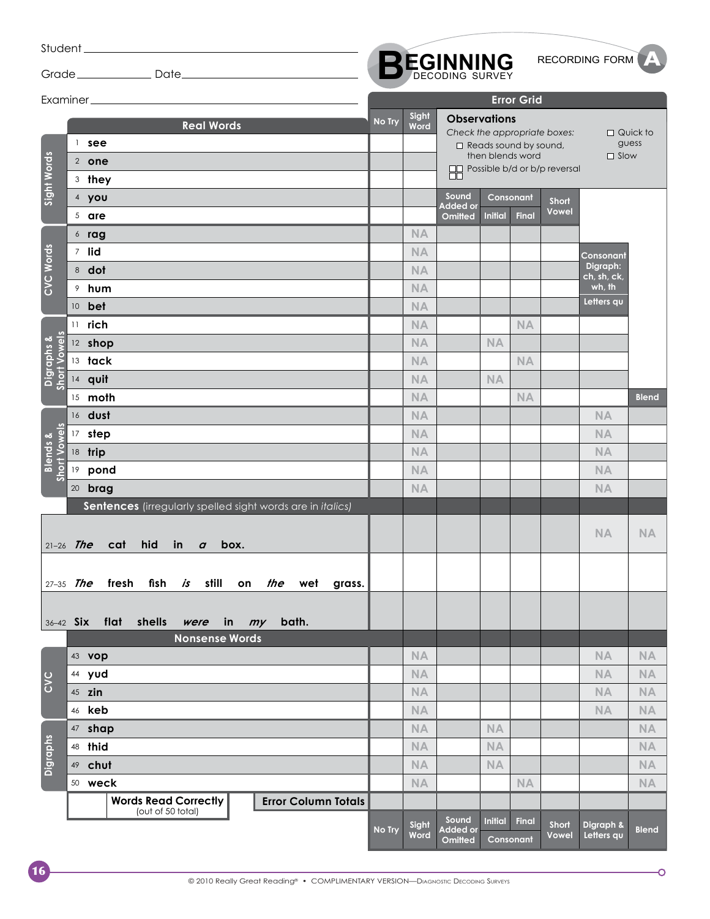Student ____________________

Grade __________ Date ____________________

Examiner ____________________

# BEGINNING DECODING SURVEY

RECORDING FORM A

## Error Grid

**Observations**

*Check the appropriate boxes:*

- ☐ Reads sound by sound, then blends word
- ☐ Possible b/d or b/p reversal
- ☐ Quick to guess
- ☐ Slow

| Section | # | Real Words | No Try | Sight Word | Sound Added or Omitted | Consonant Initial | Consonant Final | Short Vowel | Consonant Digraph: ch, sh, ck, wh, th / Letters qu | Blend |
|---|---|---|---|---|---|---|---|---|---|---|
| Sight Words | 1 | see | | | | | | | | |
| | 2 | one | | | | | | | | |
| | 3 | they | | | | | | | | |
| | 4 | you | | | | | | | | |
| | 5 | are | | | | | | | | |
| CVC Words | 6 | rag | | NA | | | | | | |
| | 7 | lid | | NA | | | | | | |
| | 8 | dot | | NA | | | | | | |
| | 9 | hum | | NA | | | | | | |
| | 10 | bet | | NA | | | | | | |
| Digraphs & Short Vowels | 11 | rich | | NA | | | NA | | | |
| | 12 | shop | | NA | | NA | | | | |
| | 13 | tack | | NA | | | NA | | | |
| | 14 | quit | | NA | | NA | | | | |
| | 15 | moth | | NA | | | NA | | | |
| Blends & Short Vowels | 16 | dust | | NA | | | | | NA | |
| | 17 | step | | NA | | | | | NA | |
| | 18 | trip | | NA | | | | | NA | |
| | 19 | pond | | NA | | | | | NA | |
| | 20 | brag | | NA | | | | | NA | |
| **Sentences** (irregularly spelled sight words are in *italics*) | | | | | | | | | | |
| | 21–26 | *The* cat hid in *a* box. | | | | | | | NA | NA |
| | 27–35 | *The* fresh fish *is* still on *the* wet grass. | | | | | | | | |
| | 36–42 | Six flat shells *were* in *my* bath. | | | | | | | | |
| **Nonsense Words** | | | | | | | | | | |
| CVC | 43 | vop | | NA | | | | | NA | NA |
| | 44 | yud | | NA | | | | | NA | NA |
| | 45 | zin | | NA | | | | | NA | NA |
| | 46 | keb | | NA | | | | | NA | NA |
| Digraphs | 47 | shap | | NA | | NA | | | | NA |
| | 48 | thid | | NA | | NA | | | | NA |
| | 49 | chut | | NA | | NA | | | | NA |
| | 50 | weck | | NA | | | NA | | | NA |
| **Error Column Totals** | | | | | | | | | | |

| Words Read Correctly (out of 50 total) | |
|---|---|
| | |

Error Column Totals: No Try | Sight Word | Sound Added or Omitted | Initial Consonant | Final Consonant | Short Vowel | Digraph & Letters qu | Blend

© 2010 Really Great Reading® • COMPLIMENTARY VERSION—Diagnostic Decoding Surveys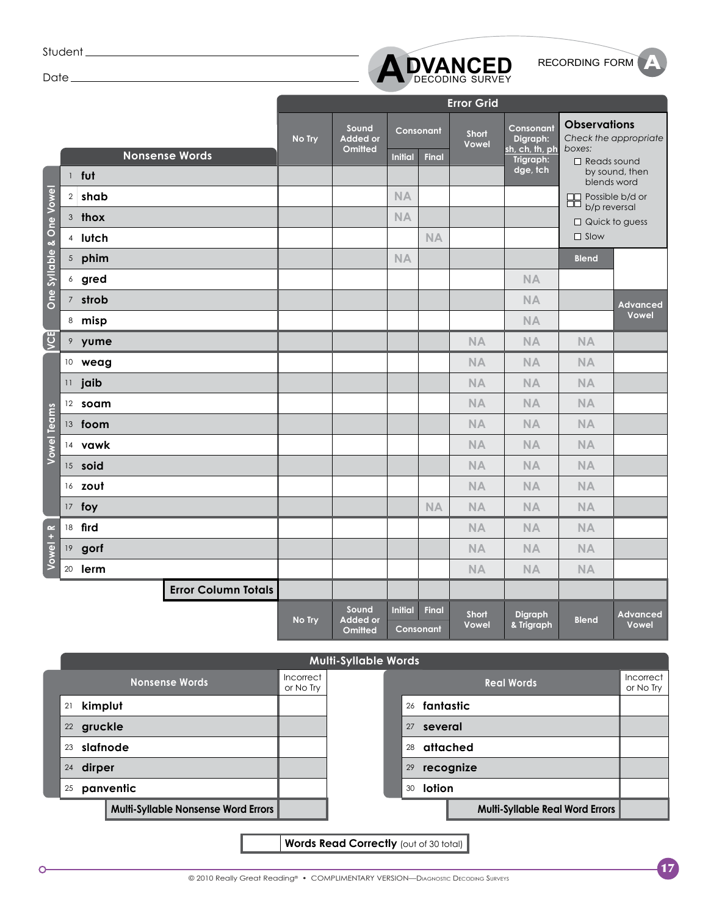Student ___________________________________

Date ___________________________________

# ADVANCED DECODING SURVEY

RECORDING FORM A

| | Nonsense Words | No Try | Sound Added or Omitted | Consonant Initial | Consonant Final | Short Vowel | Consonant Digraph: sh, ch, th, ph / Trigraph: dge, tch | Blend | Advanced Vowel |
|---|---|---|---|---|---|---|---|---|---|
| One Syllable & One Vowel | 1 fut | | | | | | | | |
| | 2 shab | | | NA | | | | | |
| | 3 thox | | | NA | | | | | |
| | 4 lutch | | | | NA | | | | |
| | 5 phim | | | NA | | | | | |
| | 6 gred | | | | | | NA | | |
| | 7 strob | | | | | | NA | | |
| | 8 misp | | | | | | NA | | |
| VCE | 9 yume | | | | | NA | NA | NA | |
| Vowel Teams | 10 weag | | | | | NA | NA | NA | |
| | 11 jaib | | | | | NA | NA | NA | |
| | 12 soam | | | | | NA | NA | NA | |
| | 13 foom | | | | | NA | NA | NA | |
| | 14 vawk | | | | | NA | NA | NA | |
| | 15 soid | | | | | NA | NA | NA | |
| | 16 zout | | | | | NA | NA | NA | |
| | 17 foy | | | | NA | NA | NA | NA | |
| Vowel + R | 18 fird | | | | | NA | NA | NA | |
| | 19 gorf | | | | | NA | NA | NA | |
| | 20 lerm | | | | | NA | NA | NA | |
| | **Error Column Totals** | | | | | | | | |
| | | No Try | Sound Added or Omitted | Initial Consonant | Final Consonant | Short Vowel | Digraph & Trigraph | Blend | Advanced Vowel |

**Observations**
*Check the appropriate boxes:*
- ☐ Reads sound by sound, then blends word
- ☐☐ Possible b/d or b/p reversal
- ☐ Quick to guess
- ☐ Slow

## Multi-Syllable Words

| Nonsense Words | Incorrect or No Try |
|---|---|
| 21 kimplut | |
| 22 gruckle | |
| 23 slafnode | |
| 24 dirper | |
| 25 panventic | |
| **Multi-Syllable Nonsense Word Errors** | |

| Real Words | Incorrect or No Try |
|---|---|
| 26 fantastic | |
| 27 several | |
| 28 attached | |
| 29 recognize | |
| 30 lotion | |
| **Multi-Syllable Real Word Errors** | |

| | **Words Read Correctly** (out of 30 total) |
|---|---|

© 2010 Really Great Reading® • COMPLIMENTARY VERSION—Diagnostic Decoding Surveys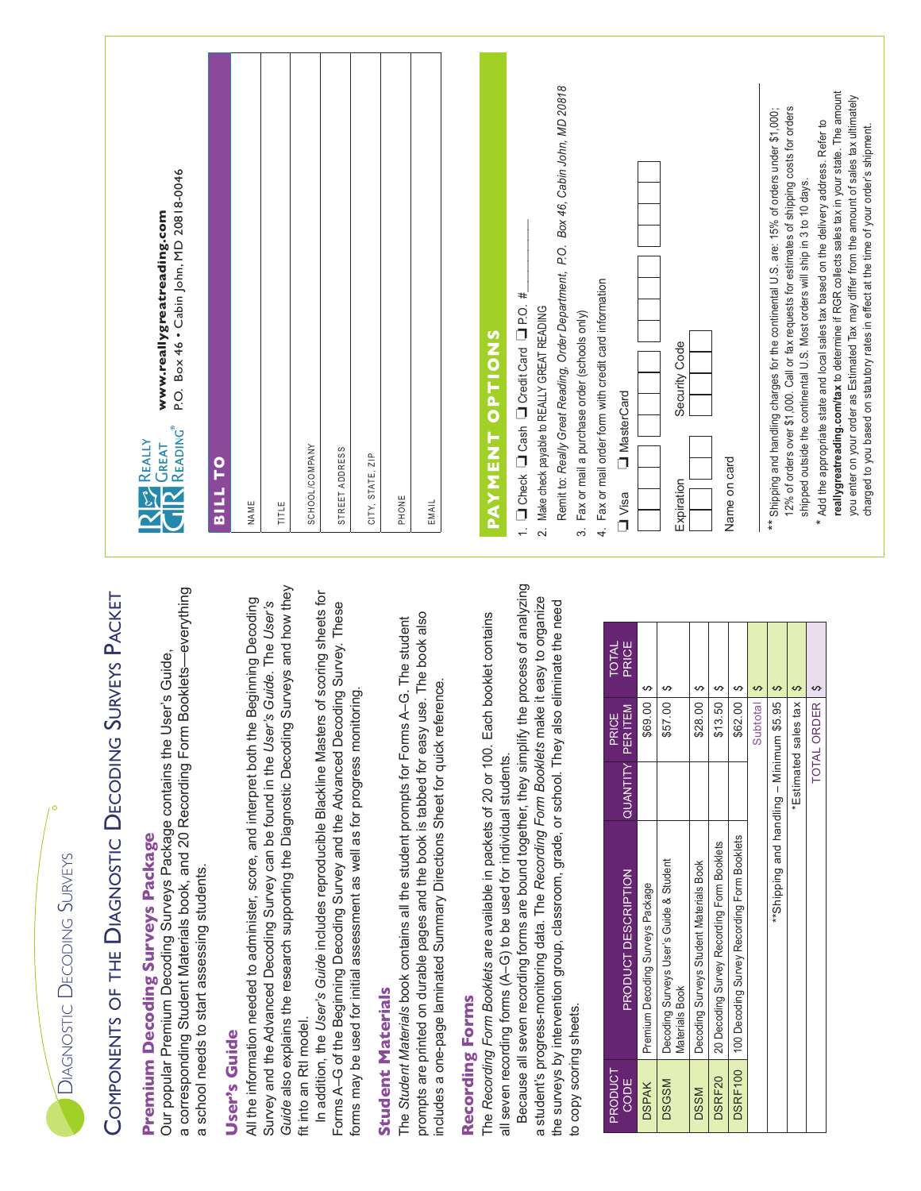Diagnostic Decoding Surveys

# Components of the Diagnostic Decoding Surveys Packet

## Premium Decoding Surveys Package

Our popular Premium Decoding Surveys Package contains the User's Guide, a corresponding Student Materials book, and 20 Recording Form Booklets—everything a school needs to start assessing students.

## User's Guide

All the information needed to administer, score, and interpret both the Beginning Decoding Survey and the Advanced Decoding Survey can be found in the *User's Guide*. The *User's Guide* also explains the research supporting the Diagnostic Decoding Surveys and how they fit into an RtI model.

In addition, the *User's Guide* includes reproducible Blackline Masters of scoring sheets for Forms A–G of the Beginning Decoding Survey and the Advanced Decoding Survey. These forms may be used for initial assessment as well as for progress monitoring.

## Student Materials

The *Student Materials* book contains all the student prompts for Forms A–G. The student prompts are printed on durable pages and the book is tabbed for easy use. The book also includes a one-page laminated Summary Directions Sheet for quick reference.

## Recording Forms

The *Recording Form Booklets* are available in packets of 20 or 100. Each booklet contains all seven recording forms (A–G) to be used for individual students.

Because all seven recording forms are bound together, they simplify the process of analyzing a student's progress-monitoring data. The *Recording Form Booklets* make it easy to organize the surveys by intervention group, classroom, grade, or school. They also eliminate the need to copy scoring sheets.

| PRODUCT CODE | PRODUCT DESCRIPTION | QUANTITY | PRICE PER ITEM | TOTAL PRICE |
|---|---|---|---|---|
| DSPAK | Premium Decoding Surveys Package | | $69.00 | $ |
| DSGSM | Decoding Surveys User's Guide & Student Materials Book | | $57.00 | $ |
| DSSM | Decoding Surveys Student Materials Book | | $28.00 | $ |
| DSRF20 | 20 Decoding Survey Recording Form Booklets | | $13.50 | $ |
| DSRF100 | 100 Decoding Survey Recording Form Booklets | | $62.00 | $ |
| | | | Subtotal | $ |
| | **Shipping and handling – Minimum $5.95 | | | $ |
| | *Estimated sales tax | | | $ |
| | TOTAL ORDER | | | $ |

Really Great Reading®

**www.reallygreatreading.com**
P.O. Box 46 • Cabin John, MD 20818-0046

## BILL TO

NAME

TITLE

SCHOOL/COMPANY

STREET ADDRESS

CITY, STATE, ZIP

PHONE

EMAIL

## PAYMENT OPTIONS

1. ❑ Check ❑ Cash ❑ Credit Card ❑ P.O. #__________
2. Make check payable to REALLY GREAT READING
   Remit to: *Really Great Reading, Order Department, P.O. Box 46, Cabin John, MD 20818*
3. Fax or mail a purchase order (schools only)
4. Fax or mail order form with credit card information

❑ Visa ❑ MasterCard

Expiration Security Code

Name on card

** Shipping and handling charges for the continental U.S. are: 15% of orders under $1,000; 12% of orders over $1,000. Call or fax requests for estimates of shipping costs for orders shipped outside the continental U.S. Most orders will ship in 3 to 10 days.

* Add the appropriate state and local sales tax based on the delivery address. Refer to **reallygreatreading.com/tax** to determine if RGR collects sales tax in your state. The amount you enter on your order as Estimated Tax may differ from the amount of sales tax ultimately charged to you based on statutory rates in effect at the time of your order's shipment.